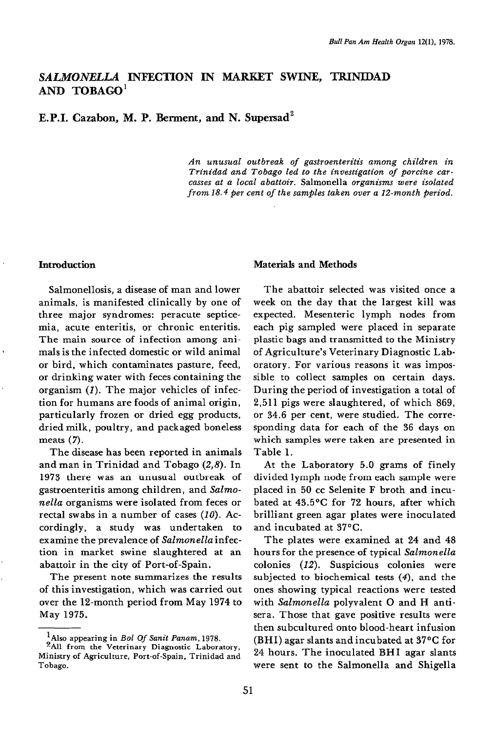# *SALMONELLA* INFECTION IN MARKET SWINE, TRINIDAD AND TOBAGO[1]

**E.P.I. Cazabon, M. P. Berment, and N. Supersad[2]**

*An unusual outbreak of gastroenteritis among children in Trinidad and Tobago led to the investigation of porcine carcasses at a local abattoir.* Salmonella *organisms were isolated from 18.4 per cent of the samples taken over a 12-month period.*

## Introduction

Salmonellosis, a disease of man and lower animals, is manifested clinically by one of three major syndromes: peracute septicemia, acute enteritis, or chronic enteritis. The main source of infection among animals is the infected domestic or wild animal or bird, which contaminates pasture, feed, or drinking water with feces containing the organism (*1*). The major vehicles of infection for humans are foods of animal origin, particularly frozen or dried egg products, dried milk, poultry, and packaged boneless meats (*7*).

The disease has been reported in animals and man in Trinidad and Tobago (*2,8*). In 1973 there was an unusual outbreak of gastroenteritis among children, and *Salmonella* organisms were isolated from feces or rectal swabs in a number of cases (*10*). Accordingly, a study was undertaken to examine the prevalence of *Salmonella* infection in market swine slaughtered at an abattoir in the city of Port-of-Spain.

The present note summarizes the results of this investigation, which was carried out over the 12-month period from May 1974 to May 1975.

## Materials and Methods

The abattoir selected was visited once a week on the day that the largest kill was expected. Mesenteric lymph nodes from each pig sampled were placed in separate plastic bags and transmitted to the Ministry of Agriculture's Veterinary Diagnostic Laboratory. For various reasons it was impossible to collect samples on certain days. During the period of investigation a total of 2,511 pigs were slaughtered, of which 869, or 34.6 per cent, were studied. The corresponding data for each of the 36 days on which samples were taken are presented in Table 1.

At the Laboratory 5.0 grams of finely divided lymph node from each sample were placed in 50 cc Selenite F broth and incubated at 43.5°C for 72 hours, after which brilliant green agar plates were inoculated and incubated at 37°C.

The plates were examined at 24 and 48 hours for the presence of typical *Salmonella* colonies (*12*). Suspicious colonies were subjected to biochemical tests (*4*), and the ones showing typical reactions were tested with *Salmonella* polyvalent O and H antisera. Those that gave positive results were then subcultured onto blood-heart infusion (BHI) agar slants and incubated at 37°C for 24 hours. The inoculated BHI agar slants were sent to the Salmonella and Shigella

---

[1] Also appearing in *Bol Of Sanit Panam*, 1978.

[2] All from the Veterinary Diagnostic Laboratory, Ministry of Agriculture, Port-of-Spain, Trinidad and Tobago.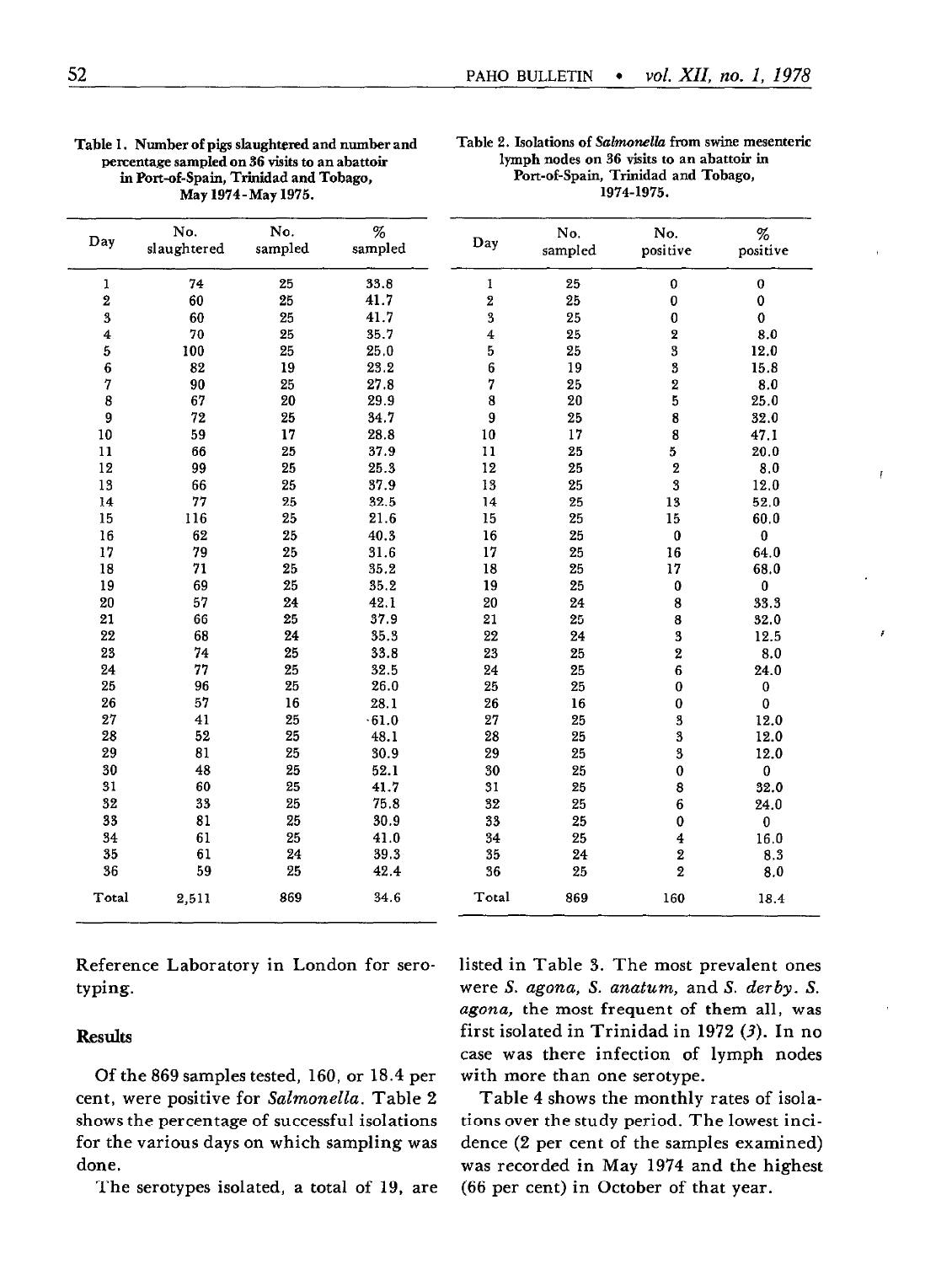Table 1. Number of pigs slaughtered and number and percentage sampled on 36 visits to an abattoir in Port-of-Spain, Trinidad and Tobago, May 1974-May 1975.

| Day | No. slaughtered | No. sampled | % sampled |
|---|---|---|---|
| 1 | 74 | 25 | 33.8 |
| 2 | 60 | 25 | 41.7 |
| 3 | 60 | 25 | 41.7 |
| 4 | 70 | 25 | 35.7 |
| 5 | 100 | 25 | 25.0 |
| 6 | 82 | 19 | 23.2 |
| 7 | 90 | 25 | 27.8 |
| 8 | 67 | 20 | 29.9 |
| 9 | 72 | 25 | 34.7 |
| 10 | 59 | 17 | 28.8 |
| 11 | 66 | 25 | 37.9 |
| 12 | 99 | 25 | 25.3 |
| 13 | 66 | 25 | 37.9 |
| 14 | 77 | 25 | 32.5 |
| 15 | 116 | 25 | 21.6 |
| 16 | 62 | 25 | 40.3 |
| 17 | 79 | 25 | 31.6 |
| 18 | 71 | 25 | 35.2 |
| 19 | 69 | 25 | 35.2 |
| 20 | 57 | 24 | 42.1 |
| 21 | 66 | 25 | 37.9 |
| 22 | 68 | 24 | 35.3 |
| 23 | 74 | 25 | 33.8 |
| 24 | 77 | 25 | 32.5 |
| 25 | 96 | 25 | 26.0 |
| 26 | 57 | 16 | 28.1 |
| 27 | 41 | 25 | 61.0 |
| 28 | 52 | 25 | 48.1 |
| 29 | 81 | 25 | 30.9 |
| 30 | 48 | 25 | 52.1 |
| 31 | 60 | 25 | 41.7 |
| 32 | 33 | 25 | 75.8 |
| 33 | 81 | 25 | 30.9 |
| 34 | 61 | 25 | 41.0 |
| 35 | 61 | 24 | 39.3 |
| 36 | 59 | 25 | 42.4 |
| Total | 2,511 | 869 | 34.6 |

Table 2. Isolations of *Salmonella* from swine mesenteric lymph nodes on 36 visits to an abattoir in Port-of-Spain, Trinidad and Tobago, 1974-1975.

| Day | No. sampled | No. positive | % positive |
|---|---|---|---|
| 1 | 25 | 0 | 0 |
| 2 | 25 | 0 | 0 |
| 3 | 25 | 0 | 0 |
| 4 | 25 | 2 | 8.0 |
| 5 | 25 | 3 | 12.0 |
| 6 | 19 | 3 | 15.8 |
| 7 | 25 | 2 | 8.0 |
| 8 | 20 | 5 | 25.0 |
| 9 | 25 | 8 | 32.0 |
| 10 | 17 | 8 | 47.1 |
| 11 | 25 | 5 | 20.0 |
| 12 | 25 | 2 | 8.0 |
| 13 | 25 | 3 | 12.0 |
| 14 | 25 | 13 | 52.0 |
| 15 | 25 | 15 | 60.0 |
| 16 | 25 | 0 | 0 |
| 17 | 25 | 16 | 64.0 |
| 18 | 25 | 17 | 68.0 |
| 19 | 25 | 0 | 0 |
| 20 | 24 | 8 | 33.3 |
| 21 | 25 | 8 | 32.0 |
| 22 | 24 | 3 | 12.5 |
| 23 | 25 | 2 | 8.0 |
| 24 | 25 | 6 | 24.0 |
| 25 | 25 | 0 | 0 |
| 26 | 16 | 0 | 0 |
| 27 | 25 | 3 | 12.0 |
| 28 | 25 | 3 | 12.0 |
| 29 | 25 | 3 | 12.0 |
| 30 | 25 | 0 | 0 |
| 31 | 25 | 8 | 32.0 |
| 32 | 25 | 6 | 24.0 |
| 33 | 25 | 0 | 0 |
| 34 | 25 | 4 | 16.0 |
| 35 | 24 | 2 | 8.3 |
| 36 | 25 | 2 | 8.0 |
| Total | 869 | 160 | 18.4 |

Reference Laboratory in London for serotyping.

## Results

Of the 869 samples tested, 160, or 18.4 per cent, were positive for *Salmonella*. Table 2 shows the percentage of successful isolations for the various days on which sampling was done.

The serotypes isolated, a total of 19, are listed in Table 3. The most prevalent ones were *S. agona*, *S. anatum*, and *S. derby*. *S. agona*, the most frequent of them all, was first isolated in Trinidad in 1972 (*3*). In no case was there infection of lymph nodes with more than one serotype.

Table 4 shows the monthly rates of isolations over the study period. The lowest incidence (2 per cent of the samples examined) was recorded in May 1974 and the highest (66 per cent) in October of that year.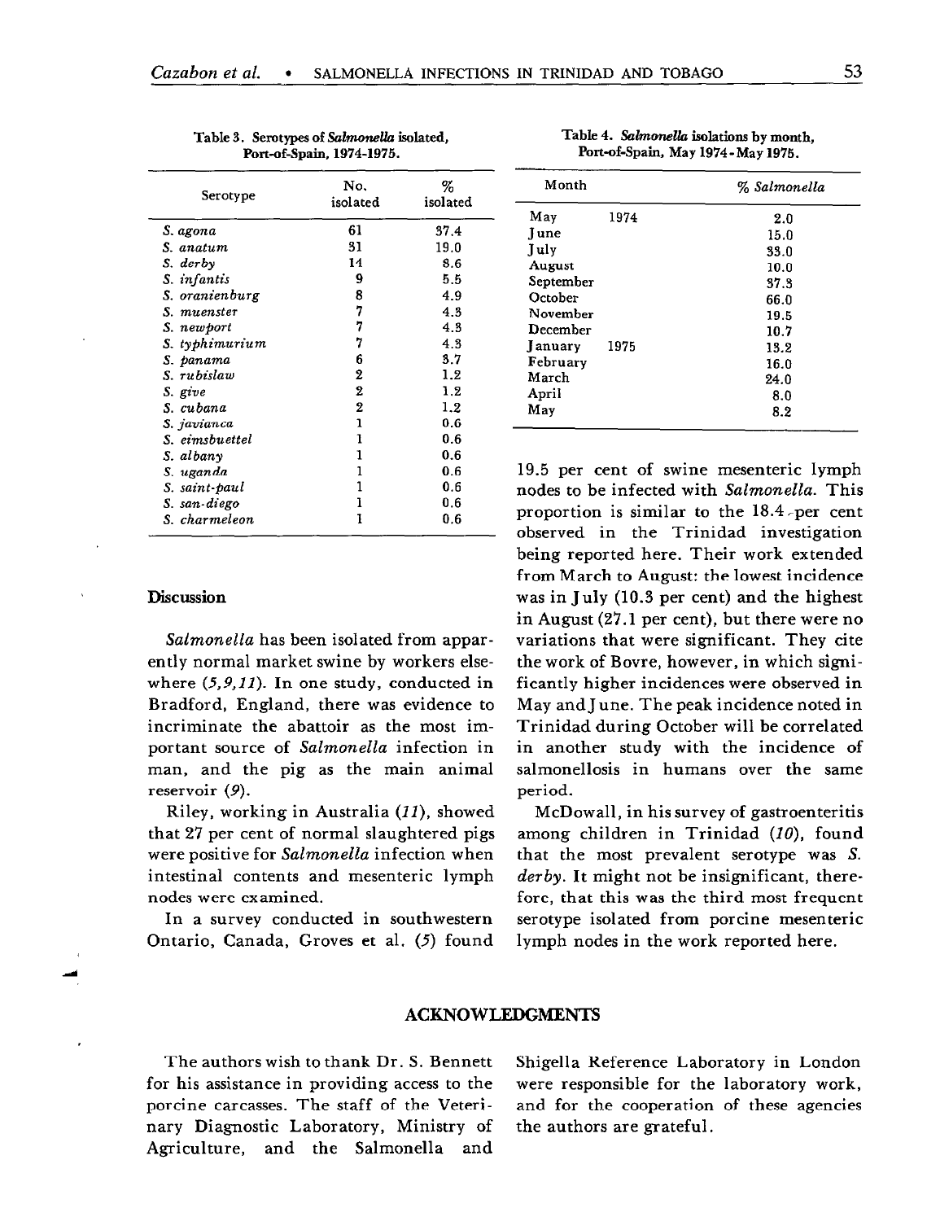Table 3. Serotypes of *Salmonella* isolated, Port-of-Spain, 1974-1975.

| Serotype | No. isolated | % isolated |
|---|---|---|
| *S. agona* | 61 | 37.4 |
| *S. anatum* | 31 | 19.0 |
| *S. derby* | 14 | 8.6 |
| *S. infantis* | 9 | 5.5 |
| *S. oranienburg* | 8 | 4.9 |
| *S. muenster* | 7 | 4.3 |
| *S. newport* | 7 | 4.3 |
| *S. typhimurium* | 7 | 4.3 |
| *S. panama* | 6 | 3.7 |
| *S. rubislaw* | 2 | 1.2 |
| *S. give* | 2 | 1.2 |
| *S. cubana* | 2 | 1.2 |
| *S. javianca* | 1 | 0.6 |
| *S. eimsbuettel* | 1 | 0.6 |
| *S. albany* | 1 | 0.6 |
| *S. uganda* | 1 | 0.6 |
| *S. saint-paul* | 1 | 0.6 |
| *S. san-diego* | 1 | 0.6 |
| *S. charmeleon* | 1 | 0.6 |

Table 4. *Salmonella* isolations by month, Port-of-Spain, May 1974 - May 1975.

| Month | | % *Salmonella* |
|---|---|---|
| May | 1974 | 2.0 |
| June | | 15.0 |
| July | | 33.0 |
| August | | 10.0 |
| September | | 37.3 |
| October | | 66.0 |
| November | | 19.5 |
| December | | 10.7 |
| January | 1975 | 13.2 |
| February | | 16.0 |
| March | | 24.0 |
| April | | 8.0 |
| May | | 8.2 |

## Discussion

*Salmonella* has been isolated from apparently normal market swine by workers elsewhere (*5,9,11*). In one study, conducted in Bradford, England, there was evidence to incriminate the abattoir as the most important source of *Salmonella* infection in man, and the pig as the main animal reservoir (*9*).

Riley, working in Australia (*11*), showed that 27 per cent of normal slaughtered pigs were positive for *Salmonella* infection when intestinal contents and mesenteric lymph nodes were examined.

In a survey conducted in southwestern Ontario, Canada, Groves et al. (*5*) found 19.5 per cent of swine mesenteric lymph nodes to be infected with *Salmonella*. This proportion is similar to the 18.4 per cent observed in the Trinidad investigation being reported here. Their work extended from March to August: the lowest incidence was in July (10.3 per cent) and the highest in August (27.1 per cent), but there were no variations that were significant. They cite the work of Bovre, however, in which significantly higher incidences were observed in May and June. The peak incidence noted in Trinidad during October will be correlated in another study with the incidence of salmonellosis in humans over the same period.

McDowall, in his survey of gastroenteritis among children in Trinidad (*10*), found that the most prevalent serotype was *S. derby*. It might not be insignificant, therefore, that this was the third most frequent serotype isolated from porcine mesenteric lymph nodes in the work reported here.

## ACKNOWLEDGMENTS

The authors wish to thank Dr. S. Bennett for his assistance in providing access to the porcine carcasses. The staff of the Veterinary Diagnostic Laboratory, Ministry of Agriculture, and the Salmonella and Shigella Reference Laboratory in London were responsible for the laboratory work, and for the cooperation of these agencies the authors are grateful.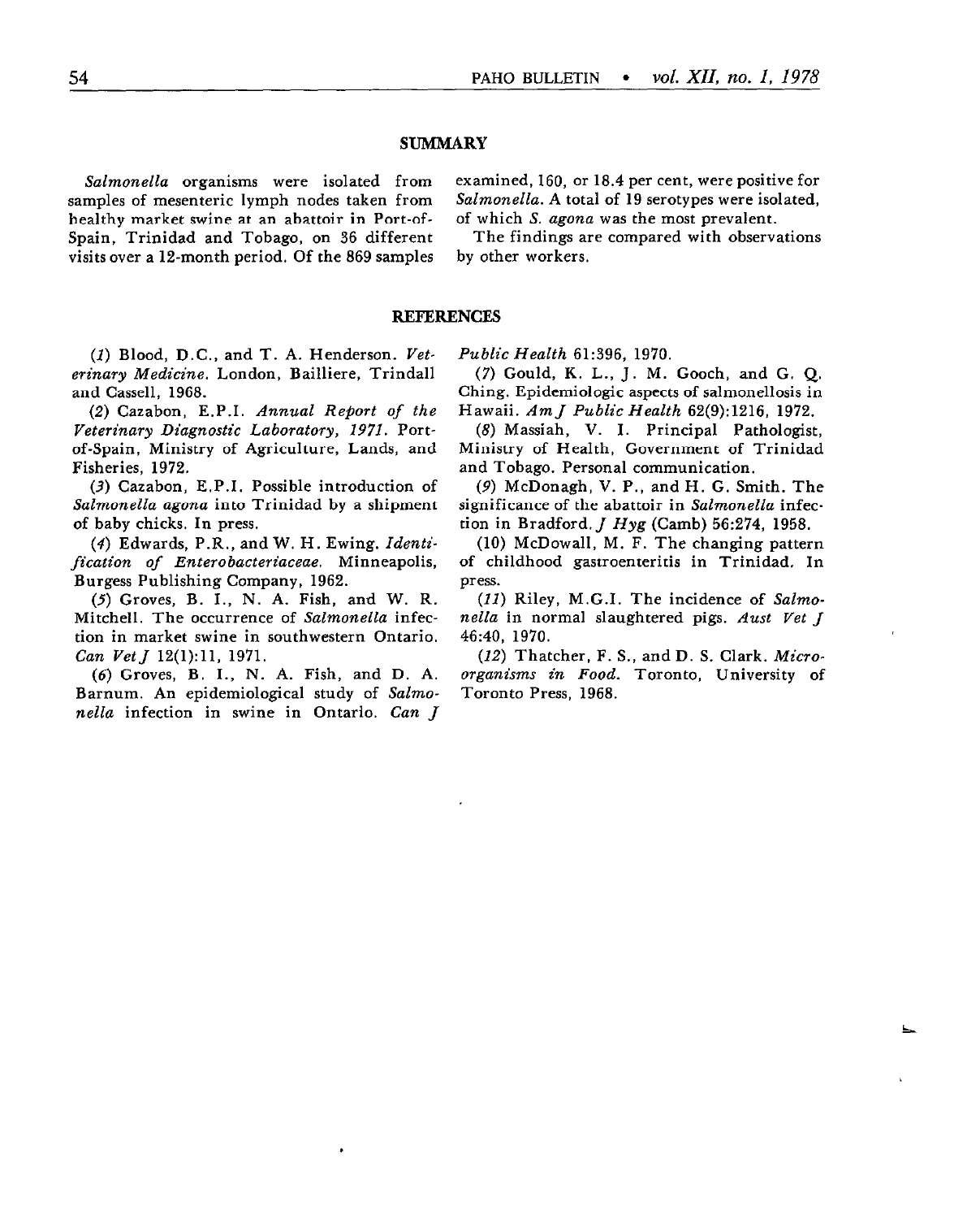## SUMMARY

*Salmonella* organisms were isolated from samples of mesenteric lymph nodes taken from healthy market swine at an abattoir in Port-of-Spain, Trinidad and Tobago, on 36 different visits over a 12-month period. Of the 869 samples examined, 160, or 18.4 per cent, were positive for *Salmonella*. A total of 19 serotypes were isolated, of which *S. agona* was the most prevalent.

The findings are compared with observations by other workers.

## REFERENCES

(*1*) Blood, D.C., and T. A. Henderson. *Veterinary Medicine*. London, Bailliere, Trindall and Cassell, 1968.

(*2*) Cazabon, E.P.I. *Annual Report of the Veterinary Diagnostic Laboratory, 1971*. Port-of-Spain, Ministry of Agriculture, Lands, and Fisheries, 1972.

(*3*) Cazabon, E.P.I. Possible introduction of *Salmonella agona* into Trinidad by a shipment of baby chicks. In press.

(*4*) Edwards, P.R., and W. H. Ewing. *Identification of Enterobacteriaceae*. Minneapolis, Burgess Publishing Company, 1962.

(*5*) Groves, B. I., N. A. Fish, and W. R. Mitchell. The occurrence of *Salmonella* infection in market swine in southwestern Ontario. *Can Vet J* 12(1):11, 1971.

(*6*) Groves, B. I., N. A. Fish, and D. A. Barnum. An epidemiological study of *Salmonella* infection in swine in Ontario. *Can J Public Health* 61:396, 1970.

(*7*) Gould, K. L., J. M. Gooch, and G. Q. Ching. Epidemiologic aspects of salmonellosis in Hawaii. *Am J Public Health* 62(9):1216, 1972.

(*8*) Massiah, V. I. Principal Pathologist, Ministry of Health, Government of Trinidad and Tobago. Personal communication.

(*9*) McDonagh, V. P., and H. G. Smith. The significance of the abattoir in *Salmonella* infection in Bradford. *J Hyg* (Camb) 56:274, 1958.

(10) McDowall, M. F. The changing pattern of childhood gastroenteritis in Trinidad. In press.

(*11*) Riley, M.G.I. The incidence of *Salmonella* in normal slaughtered pigs. *Aust Vet J* 46:40, 1970.

(*12*) Thatcher, F. S., and D. S. Clark. *Microorganisms in Food*. Toronto, University of Toronto Press, 1968.